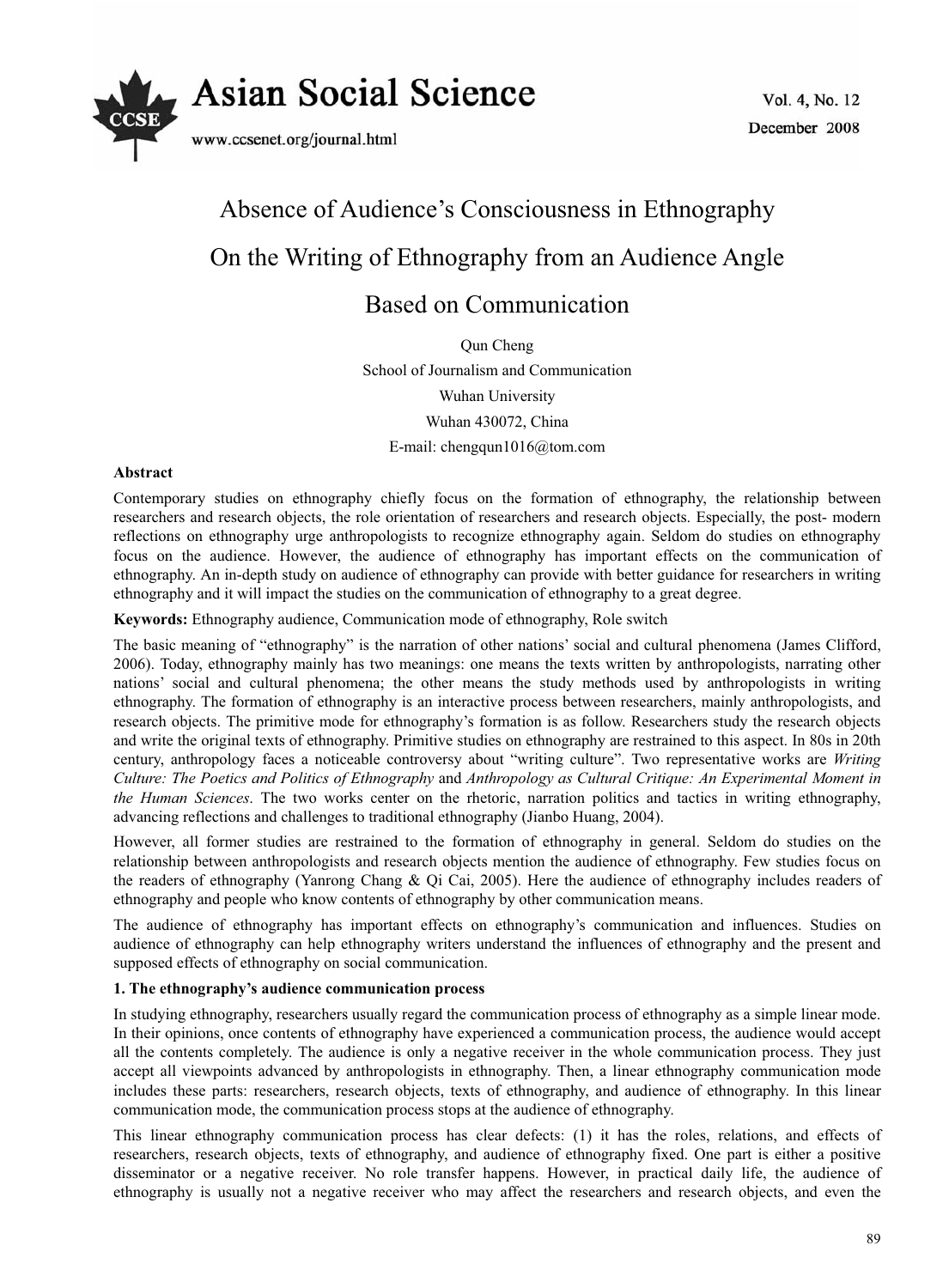# Absence of Audience's Consciousness in Ethnography

## On the Writing of Ethnography from an Audience Angle Based on Communication

Qun Cheng

School of Journalism and Communication

Wuhan University

Wuhan 430072, China

E-mail: chengqun1016@tom.com

**Abstract**

Contemporary studies on ethnography chiefly focus on the formation of ethnography, the relationship between researchers and research objects, the role orientation of researchers and research objects. Especially, the post- modern reflections on ethnography urge anthropologists to recognize ethnography again. Seldom do studies on ethnography focus on the audience. However, the audience of ethnography has important effects on the communication of ethnography. An in-depth study on audience of ethnography can provide with better guidance for researchers in writing ethnography and it will impact the studies on the communication of ethnography to a great degree.

**Keywords:** Ethnography audience, Communication mode of ethnography, Role switch

The basic meaning of "ethnography" is the narration of other nations' social and cultural phenomena (James Clifford, 2006). Today, ethnography mainly has two meanings: one means the texts written by anthropologists, narrating other nations' social and cultural phenomena; the other means the study methods used by anthropologists in writing ethnography. The formation of ethnography is an interactive process between researchers, mainly anthropologists, and research objects. The primitive mode for ethnography's formation is as follow. Researchers study the research objects and write the original texts of ethnography. Primitive studies on ethnography are restrained to this aspect. In 80s in 20th century, anthropology faces a noticeable controversy about "writing culture". Two representative works are *Writing Culture: The Poetics and Politics of Ethnography* and *Anthropology as Cultural Critique: An Experimental Moment in the Human Sciences*. The two works center on the rhetoric, narration politics and tactics in writing ethnography, advancing reflections and challenges to traditional ethnography (Jianbo Huang, 2004).

However, all former studies are restrained to the formation of ethnography in general. Seldom do studies on the relationship between anthropologists and research objects mention the audience of ethnography. Few studies focus on the readers of ethnography (Yanrong Chang & Qi Cai, 2005). Here the audience of ethnography includes readers of ethnography and people who know contents of ethnography by other communication means.

The audience of ethnography has important effects on ethnography's communication and influences. Studies on audience of ethnography can help ethnography writers understand the influences of ethnography and the present and supposed effects of ethnography on social communication.

**1. The ethnography's audience communication process**

In studying ethnography, researchers usually regard the communication process of ethnography as a simple linear mode. In their opinions, once contents of ethnography have experienced a communication process, the audience would accept all the contents completely. The audience is only a negative receiver in the whole communication process. They just accept all viewpoints advanced by anthropologists in ethnography. Then, a linear ethnography communication mode includes these parts: researchers, research objects, texts of ethnography, and audience of ethnography. In this linear communication mode, the communication process stops at the audience of ethnography.

This linear ethnography communication process has clear defects: (1) it has the roles, relations, and effects of researchers, research objects, texts of ethnography, and audience of ethnography fixed. One part is either a positive disseminator or a negative receiver. No role transfer happens. However, in practical daily life, the audience of ethnography is usually not a negative receiver who may affect the researchers and research objects, and even the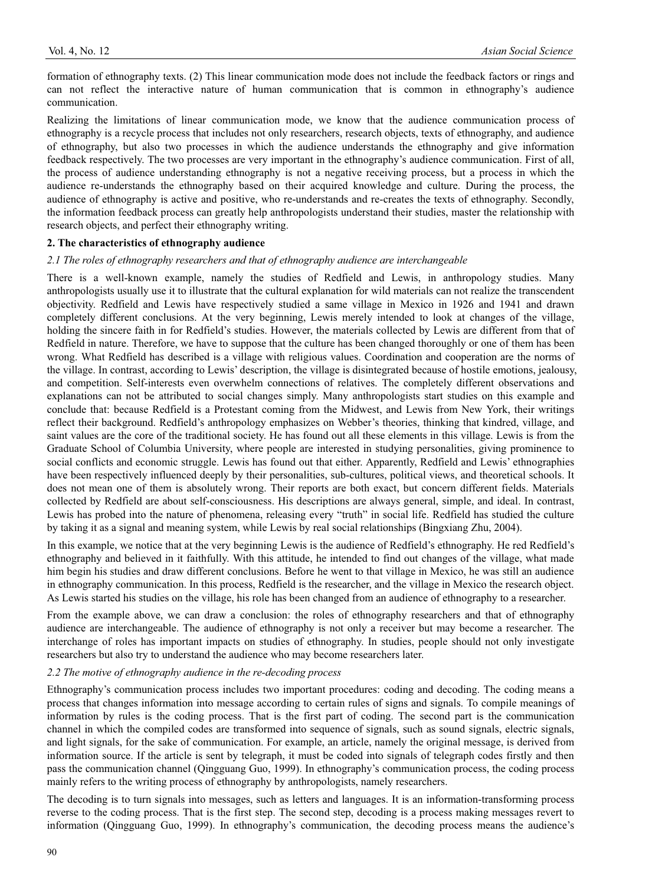formation of ethnography texts. (2) This linear communication mode does not include the feedback factors or rings and can not reflect the interactive nature of human communication that is common in ethnography's audience communication.

Realizing the limitations of linear communication mode, we know that the audience communication process of ethnography is a recycle process that includes not only researchers, research objects, texts of ethnography, and audience of ethnography, but also two processes in which the audience understands the ethnography and give information feedback respectively. The two processes are very important in the ethnography's audience communication. First of all, the process of audience understanding ethnography is not a negative receiving process, but a process in which the audience re-understands the ethnography based on their acquired knowledge and culture. During the process, the audience of ethnography is active and positive, who re-understands and re-creates the texts of ethnography. Secondly, the information feedback process can greatly help anthropologists understand their studies, master the relationship with research objects, and perfect their ethnography writing.

## 2. The characteristics of ethnography audience

### *2.1 The roles of ethnography researchers and that of ethnography audience are interchangeable*

There is a well-known example, namely the studies of Redfield and Lewis, in anthropology studies. Many anthropologists usually use it to illustrate that the cultural explanation for wild materials can not realize the transcendent objectivity. Redfield and Lewis have respectively studied a same village in Mexico in 1926 and 1941 and drawn completely different conclusions. At the very beginning, Lewis merely intended to look at changes of the village, holding the sincere faith in for Redfield's studies. However, the materials collected by Lewis are different from that of Redfield in nature. Therefore, we have to suppose that the culture has been changed thoroughly or one of them has been wrong. What Redfield has described is a village with religious values. Coordination and cooperation are the norms of the village. In contrast, according to Lewis' description, the village is disintegrated because of hostile emotions, jealousy, and competition. Self-interests even overwhelm connections of relatives. The completely different observations and explanations can not be attributed to social changes simply. Many anthropologists start studies on this example and conclude that: because Redfield is a Protestant coming from the Midwest, and Lewis from New York, their writings reflect their background. Redfield's anthropology emphasizes on Webber's theories, thinking that kindred, village, and saint values are the core of the traditional society. He has found out all these elements in this village. Lewis is from the Graduate School of Columbia University, where people are interested in studying personalities, giving prominence to social conflicts and economic struggle. Lewis has found out that either. Apparently, Redfield and Lewis' ethnographies have been respectively influenced deeply by their personalities, sub-cultures, political views, and theoretical schools. It does not mean one of them is absolutely wrong. Their reports are both exact, but concern different fields. Materials collected by Redfield are about self-consciousness. His descriptions are always general, simple, and ideal. In contrast, Lewis has probed into the nature of phenomena, releasing every "truth" in social life. Redfield has studied the culture by taking it as a signal and meaning system, while Lewis by real social relationships (Bingxiang Zhu, 2004).

In this example, we notice that at the very beginning Lewis is the audience of Redfield's ethnography. He red Redfield's ethnography and believed in it faithfully. With this attitude, he intended to find out changes of the village, what made him begin his studies and draw different conclusions. Before he went to that village in Mexico, he was still an audience in ethnography communication. In this process, Redfield is the researcher, and the village in Mexico the research object. As Lewis started his studies on the village, his role has been changed from an audience of ethnography to a researcher.

From the example above, we can draw a conclusion: the roles of ethnography researchers and that of ethnography audience are interchangeable. The audience of ethnography is not only a receiver but may become a researcher. The interchange of roles has important impacts on studies of ethnography. In studies, people should not only investigate researchers but also try to understand the audience who may become researchers later.

### *2.2 The motive of ethnography audience in the re-decoding process*

Ethnography's communication process includes two important procedures: coding and decoding. The coding means a process that changes information into message according to certain rules of signs and signals. To compile meanings of information by rules is the coding process. That is the first part of coding. The second part is the communication channel in which the compiled codes are transformed into sequence of signals, such as sound signals, electric signals, and light signals, for the sake of communication. For example, an article, namely the original message, is derived from information source. If the article is sent by telegraph, it must be coded into signals of telegraph codes firstly and then pass the communication channel (Qingguang Guo, 1999). In ethnography's communication process, the coding process mainly refers to the writing process of ethnography by anthropologists, namely researchers.

The decoding is to turn signals into messages, such as letters and languages. It is an information-transforming process reverse to the coding process. That is the first step. The second step, decoding is a process making messages revert to information (Qingguang Guo, 1999). In ethnography's communication, the decoding process means the audience's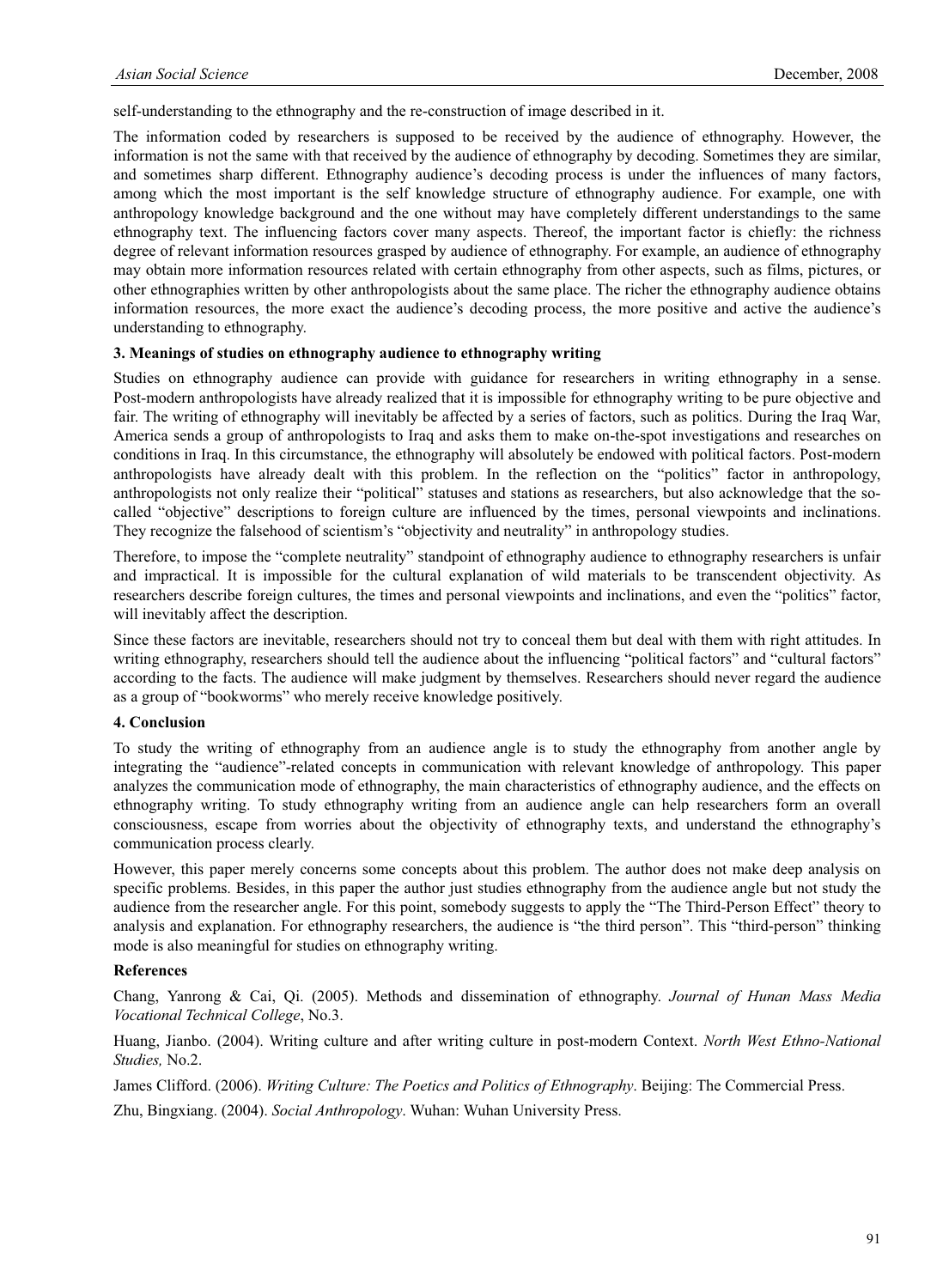self-understanding to the ethnography and the re-construction of image described in it.

The information coded by researchers is supposed to be received by the audience of ethnography. However, the information is not the same with that received by the audience of ethnography by decoding. Sometimes they are similar, and sometimes sharp different. Ethnography audience's decoding process is under the influences of many factors, among which the most important is the self knowledge structure of ethnography audience. For example, one with anthropology knowledge background and the one without may have completely different understandings to the same ethnography text. The influencing factors cover many aspects. Thereof, the important factor is chiefly: the richness degree of relevant information resources grasped by audience of ethnography. For example, an audience of ethnography may obtain more information resources related with certain ethnography from other aspects, such as films, pictures, or other ethnographies written by other anthropologists about the same place. The richer the ethnography audience obtains information resources, the more exact the audience's decoding process, the more positive and active the audience's understanding to ethnography.

### 3. Meanings of studies on ethnography audience to ethnography writing

Studies on ethnography audience can provide with guidance for researchers in writing ethnography in a sense. Post-modern anthropologists have already realized that it is impossible for ethnography writing to be pure objective and fair. The writing of ethnography will inevitably be affected by a series of factors, such as politics. During the Iraq War, America sends a group of anthropologists to Iraq and asks them to make on-the-spot investigations and researches on conditions in Iraq. In this circumstance, the ethnography will absolutely be endowed with political factors. Post-modern anthropologists have already dealt with this problem. In the reflection on the "politics" factor in anthropology, anthropologists not only realize their "political" statuses and stations as researchers, but also acknowledge that the so-called "objective" descriptions to foreign culture are influenced by the times, personal viewpoints and inclinations. They recognize the falsehood of scientism's "objectivity and neutrality" in anthropology studies.

Therefore, to impose the "complete neutrality" standpoint of ethnography audience to ethnography researchers is unfair and impractical. It is impossible for the cultural explanation of wild materials to be transcendent objectivity. As researchers describe foreign cultures, the times and personal viewpoints and inclinations, and even the "politics" factor, will inevitably affect the description.

Since these factors are inevitable, researchers should not try to conceal them but deal with them with right attitudes. In writing ethnography, researchers should tell the audience about the influencing "political factors" and "cultural factors" according to the facts. The audience will make judgment by themselves. Researchers should never regard the audience as a group of "bookworms" who merely receive knowledge positively.

### 4. Conclusion

To study the writing of ethnography from an audience angle is to study the ethnography from another angle by integrating the "audience"-related concepts in communication with relevant knowledge of anthropology. This paper analyzes the communication mode of ethnography, the main characteristics of ethnography audience, and the effects on ethnography writing. To study ethnography writing from an audience angle can help researchers form an overall consciousness, escape from worries about the objectivity of ethnography texts, and understand the ethnography's communication process clearly.

However, this paper merely concerns some concepts about this problem. The author does not make deep analysis on specific problems. Besides, in this paper the author just studies ethnography from the audience angle but not study the audience from the researcher angle. For this point, somebody suggests to apply the "The Third-Person Effect" theory to analysis and explanation. For ethnography researchers, the audience is "the third person". This "third-person" thinking mode is also meaningful for studies on ethnography writing.

### References

Chang, Yanrong & Cai, Qi. (2005). Methods and dissemination of ethnography. *Journal of Hunan Mass Media Vocational Technical College*, No.3.

Huang, Jianbo. (2004). Writing culture and after writing culture in post-modern Context. *North West Ethno-National Studies,* No.2.

James Clifford. (2006). *Writing Culture: The Poetics and Politics of Ethnography*. Beijing: The Commercial Press.

Zhu, Bingxiang. (2004). *Social Anthropology*. Wuhan: Wuhan University Press.